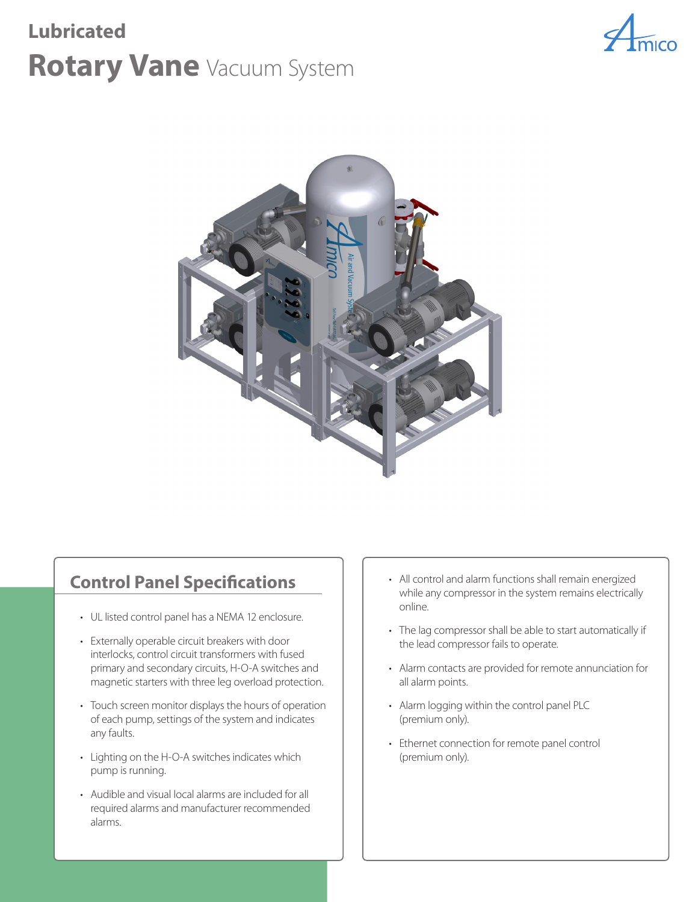# Lubricated

# Rotary Vane Vacuum System

## Control Panel Specifications

- UL listed control panel has a NEMA 12 enclosure.
- Externally operable circuit breakers with door interlocks, control circuit transformers with fused primary and secondary circuits, H-O-A switches and magnetic starters with three leg overload protection.
- Touch screen monitor displays the hours of operation of each pump, settings of the system and indicates any faults.
- Lighting on the H-O-A switches indicates which pump is running.
- Audible and visual local alarms are included for all required alarms and manufacturer recommended alarms.
- All control and alarm functions shall remain energized while any compressor in the system remains electrically online.
- The lag compressor shall be able to start automatically if the lead compressor fails to operate.
- Alarm contacts are provided for remote annunciation for all alarm points.
- Alarm logging within the control panel PLC (premium only).
- Ethernet connection for remote panel control (premium only).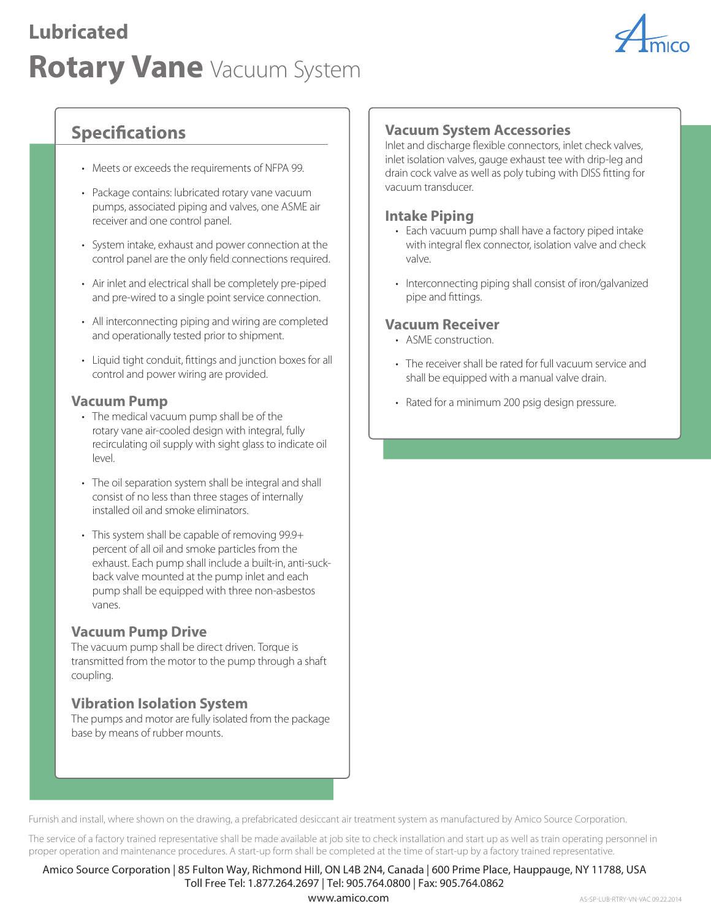# Lubricated

# **Rotary Vane** Vacuum System

## Specifications

- Meets or exceeds the requirements of NFPA 99.
- Package contains: lubricated rotary vane vacuum pumps, associated piping and valves, one ASME air receiver and one control panel.
- System intake, exhaust and power connection at the control panel are the only field connections required.
- Air inlet and electrical shall be completely pre-piped and pre-wired to a single point service connection.
- All interconnecting piping and wiring are completed and operationally tested prior to shipment.
- Liquid tight conduit, fittings and junction boxes for all control and power wiring are provided.

### Vacuum Pump

- The medical vacuum pump shall be of the rotary vane air-cooled design with integral, fully recirculating oil supply with sight glass to indicate oil level.
- The oil separation system shall be integral and shall consist of no less than three stages of internally installed oil and smoke eliminators.
- This system shall be capable of removing 99.9+ percent of all oil and smoke particles from the exhaust. Each pump shall include a built-in, anti-suck-back valve mounted at the pump inlet and each pump shall be equipped with three non-asbestos vanes.

### Vacuum Pump Drive

The vacuum pump shall be direct driven. Torque is transmitted from the motor to the pump through a shaft coupling.

### Vibration Isolation System

The pumps and motor are fully isolated from the package base by means of rubber mounts.

### Vacuum System Accessories

Inlet and discharge flexible connectors, inlet check valves, inlet isolation valves, gauge exhaust tee with drip-leg and drain cock valve as well as poly tubing with DISS fitting for vacuum transducer.

### Intake Piping

- Each vacuum pump shall have a factory piped intake with integral flex connector, isolation valve and check valve.
- Interconnecting piping shall consist of iron/galvanized pipe and fittings.

### Vacuum Receiver

- ASME construction.
- The receiver shall be rated for full vacuum service and shall be equipped with a manual valve drain.
- Rated for a minimum 200 psig design pressure.

Furnish and install, where shown on the drawing, a prefabricated desiccant air treatment system as manufactured by Amico Source Corporation.

The service of a factory trained representative shall be made available at job site to check installation and start up as well as train operating personnel in proper operation and maintenance procedures. A start-up form shall be completed at the time of start-up by a factory trained representative.

Amico Source Corporation | 85 Fulton Way, Richmond Hill, ON L4B 2N4, Canada | 600 Prime Place, Hauppauge, NY 11788, USA
Toll Free Tel: 1.877.264.2697 | Tel: 905.764.0800 | Fax: 905.764.0862
www.amico.com

AS-SP-LUB-RTRY-VN-VAC 09.22.2014